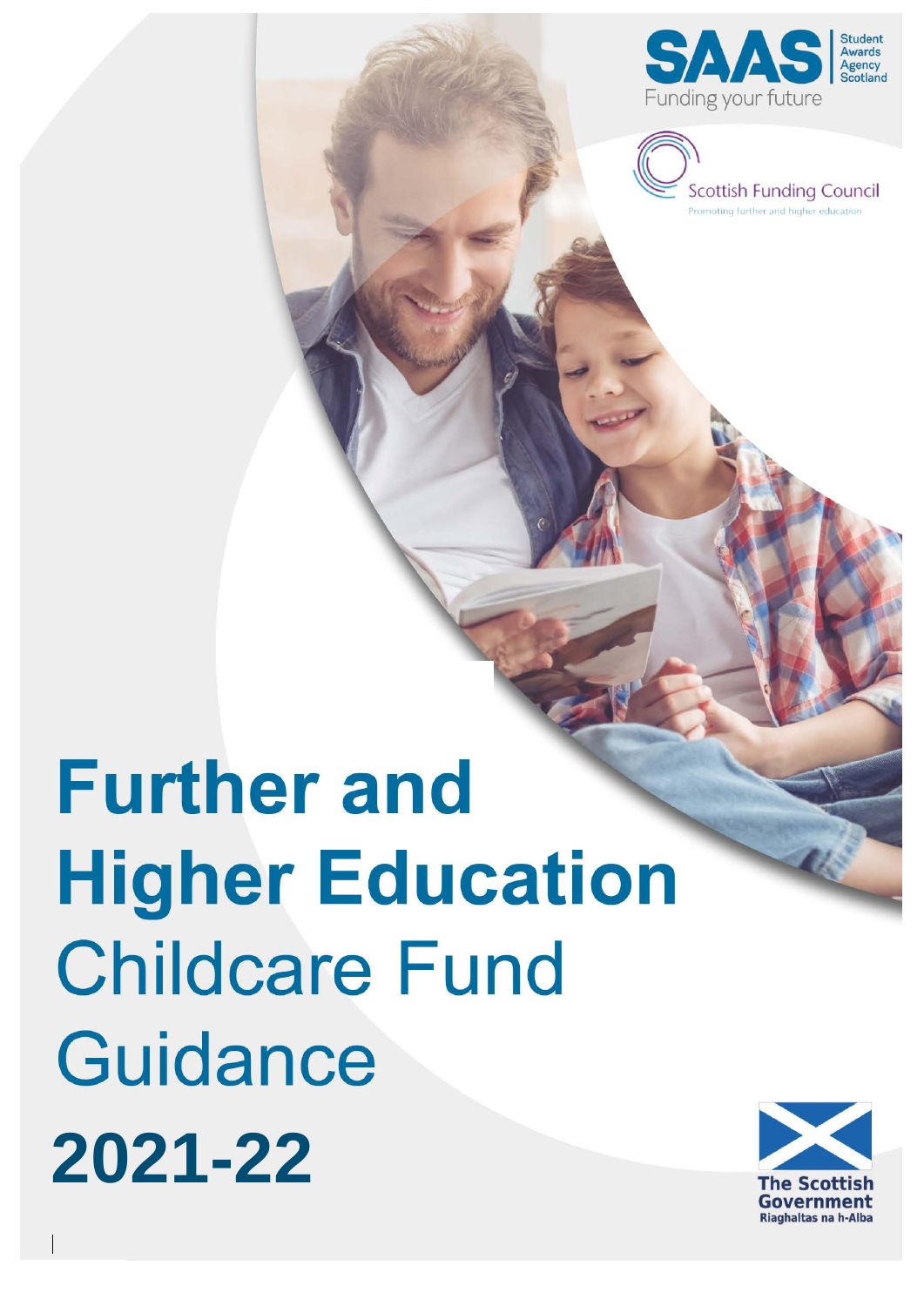SAAS Student Awards Agency Scotland

Funding your future

Scottish Funding Council

Promoting further and higher education

# Further and Higher Education Childcare Fund Guidance 2021-22

The Scottish Government

Riaghaltas na h-Alba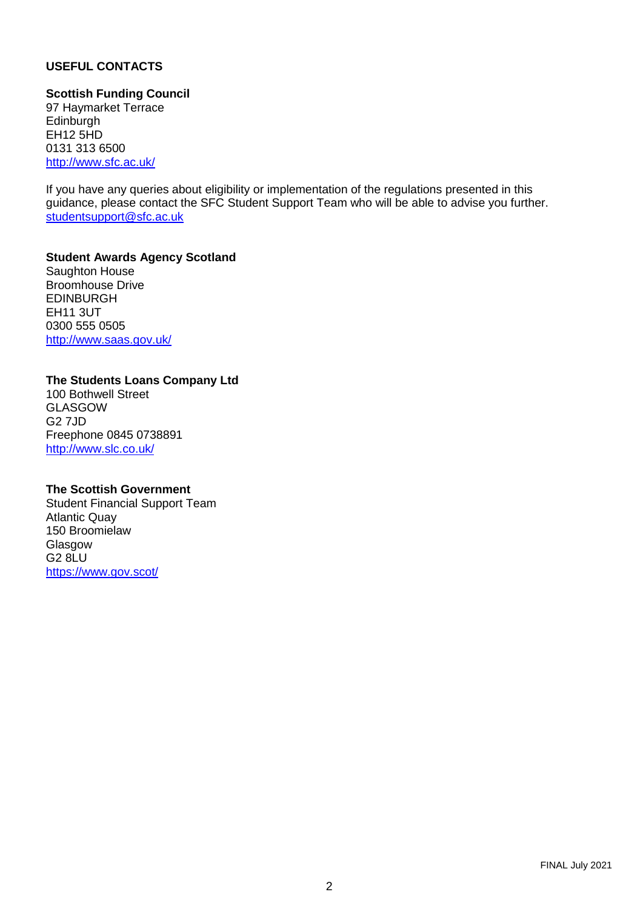## USEFUL CONTACTS

**Scottish Funding Council**
97 Haymarket Terrace
Edinburgh
EH12 5HD
0131 313 6500
http://www.sfc.ac.uk/

If you have any queries about eligibility or implementation of the regulations presented in this guidance, please contact the SFC Student Support Team who will be able to advise you further.
studentsupport@sfc.ac.uk

**Student Awards Agency Scotland**
Saughton House
Broomhouse Drive
EDINBURGH
EH11 3UT
0300 555 0505
http://www.saas.gov.uk/

**The Students Loans Company Ltd**
100 Bothwell Street
GLASGOW
G2 7JD
Freephone 0845 0738891
http://www.slc.co.uk/

**The Scottish Government**
Student Financial Support Team
Atlantic Quay
150 Broomielaw
Glasgow
G2 8LU
https://www.gov.scot/

FINAL July 2021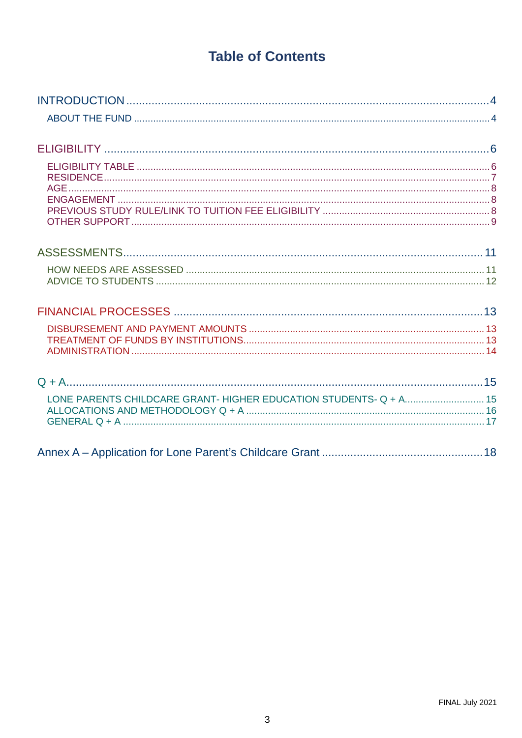# Table of Contents

INTRODUCTION ........................................................................ 4
- ABOUT THE FUND ........................................................................ 4

ELIGIBILITY ........................................................................ 6
- ELIGIBILITY TABLE ........................................................................ 6
- RESIDENCE ........................................................................ 7
- AGE ........................................................................ 8
- ENGAGEMENT ........................................................................ 8
- PREVIOUS STUDY RULE/LINK TO TUITION FEE ELIGIBILITY ........................................................................ 8
- OTHER SUPPORT ........................................................................ 9

ASSESSMENTS ........................................................................ 11
- HOW NEEDS ARE ASSESSED ........................................................................ 11
- ADVICE TO STUDENTS ........................................................................ 12

FINANCIAL PROCESSES ........................................................................ 13
- DISBURSEMENT AND PAYMENT AMOUNTS ........................................................................ 13
- TREATMENT OF FUNDS BY INSTITUTIONS ........................................................................ 13
- ADMINISTRATION ........................................................................ 14

Q + A ........................................................................ 15
- LONE PARENTS CHILDCARE GRANT- HIGHER EDUCATION STUDENTS- Q + A ........................................................................ 15
- ALLOCATIONS AND METHODOLOGY Q + A ........................................................................ 16
- GENERAL Q + A ........................................................................ 17

Annex A – Application for Lone Parent's Childcare Grant ........................................................................ 18

FINAL July 2021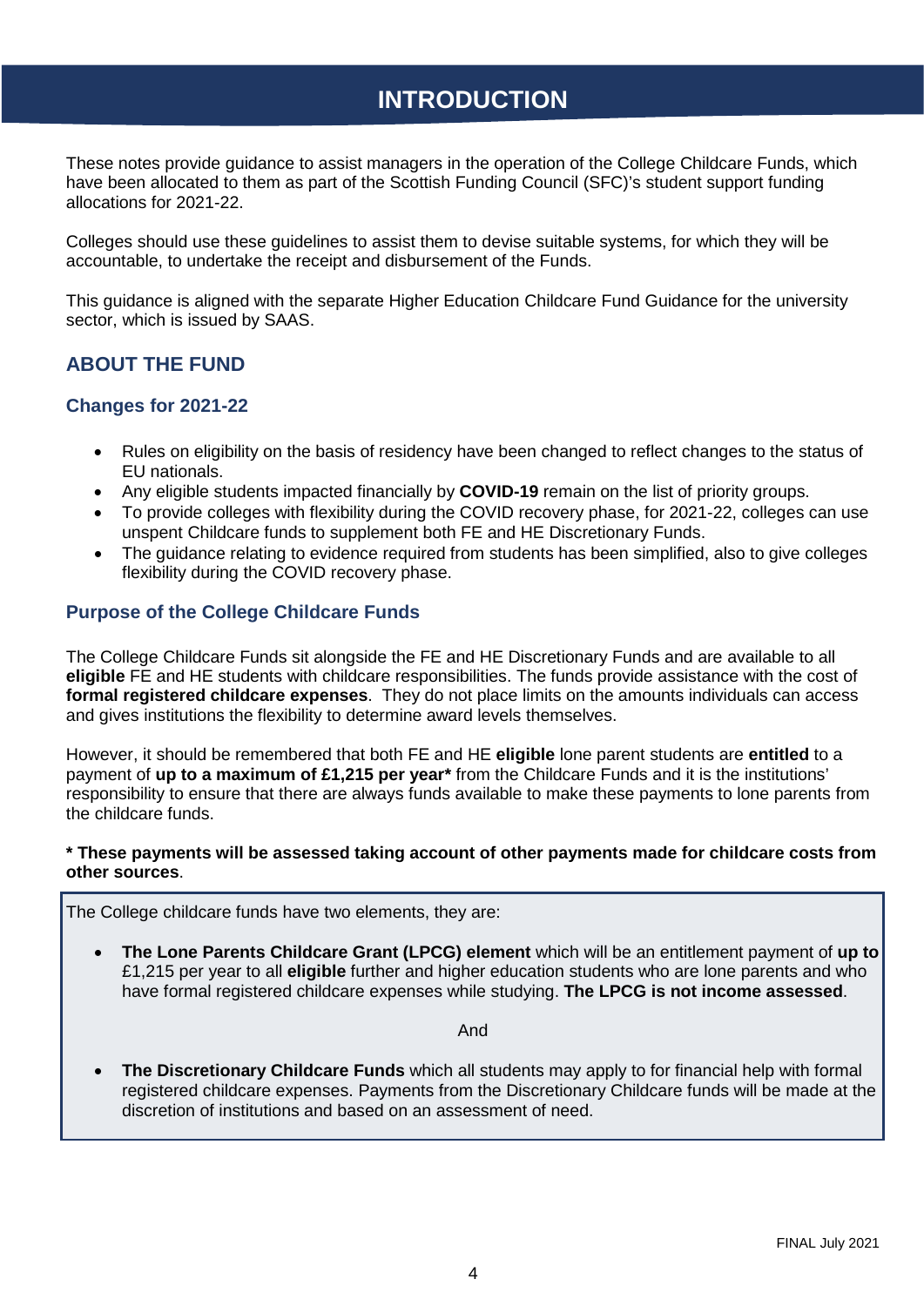# INTRODUCTION

These notes provide guidance to assist managers in the operation of the College Childcare Funds, which have been allocated to them as part of the Scottish Funding Council (SFC)'s student support funding allocations for 2021-22.

Colleges should use these guidelines to assist them to devise suitable systems, for which they will be accountable, to undertake the receipt and disbursement of the Funds.

This guidance is aligned with the separate Higher Education Childcare Fund Guidance for the university sector, which is issued by SAAS.

## ABOUT THE FUND

### Changes for 2021-22

- Rules on eligibility on the basis of residency have been changed to reflect changes to the status of EU nationals.
- Any eligible students impacted financially by **COVID-19** remain on the list of priority groups.
- To provide colleges with flexibility during the COVID recovery phase, for 2021-22, colleges can use unspent Childcare funds to supplement both FE and HE Discretionary Funds.
- The guidance relating to evidence required from students has been simplified, also to give colleges flexibility during the COVID recovery phase.

### Purpose of the College Childcare Funds

The College Childcare Funds sit alongside the FE and HE Discretionary Funds and are available to all **eligible** FE and HE students with childcare responsibilities. The funds provide assistance with the cost of **formal registered childcare expenses**. They do not place limits on the amounts individuals can access and gives institutions the flexibility to determine award levels themselves.

However, it should be remembered that both FE and HE **eligible** lone parent students are **entitled** to a payment of **up to a maximum of £1,215 per year*** from the Childcare Funds and it is the institutions' responsibility to ensure that there are always funds available to make these payments to lone parents from the childcare funds.

**\* These payments will be assessed taking account of other payments made for childcare costs from other sources**.

The College childcare funds have two elements, they are:

- **The Lone Parents Childcare Grant (LPCG) element** which will be an entitlement payment of **up to** £1,215 per year to all **eligible** further and higher education students who are lone parents and who have formal registered childcare expenses while studying. **The LPCG is not income assessed**.

And

- **The Discretionary Childcare Funds** which all students may apply to for financial help with formal registered childcare expenses. Payments from the Discretionary Childcare funds will be made at the discretion of institutions and based on an assessment of need.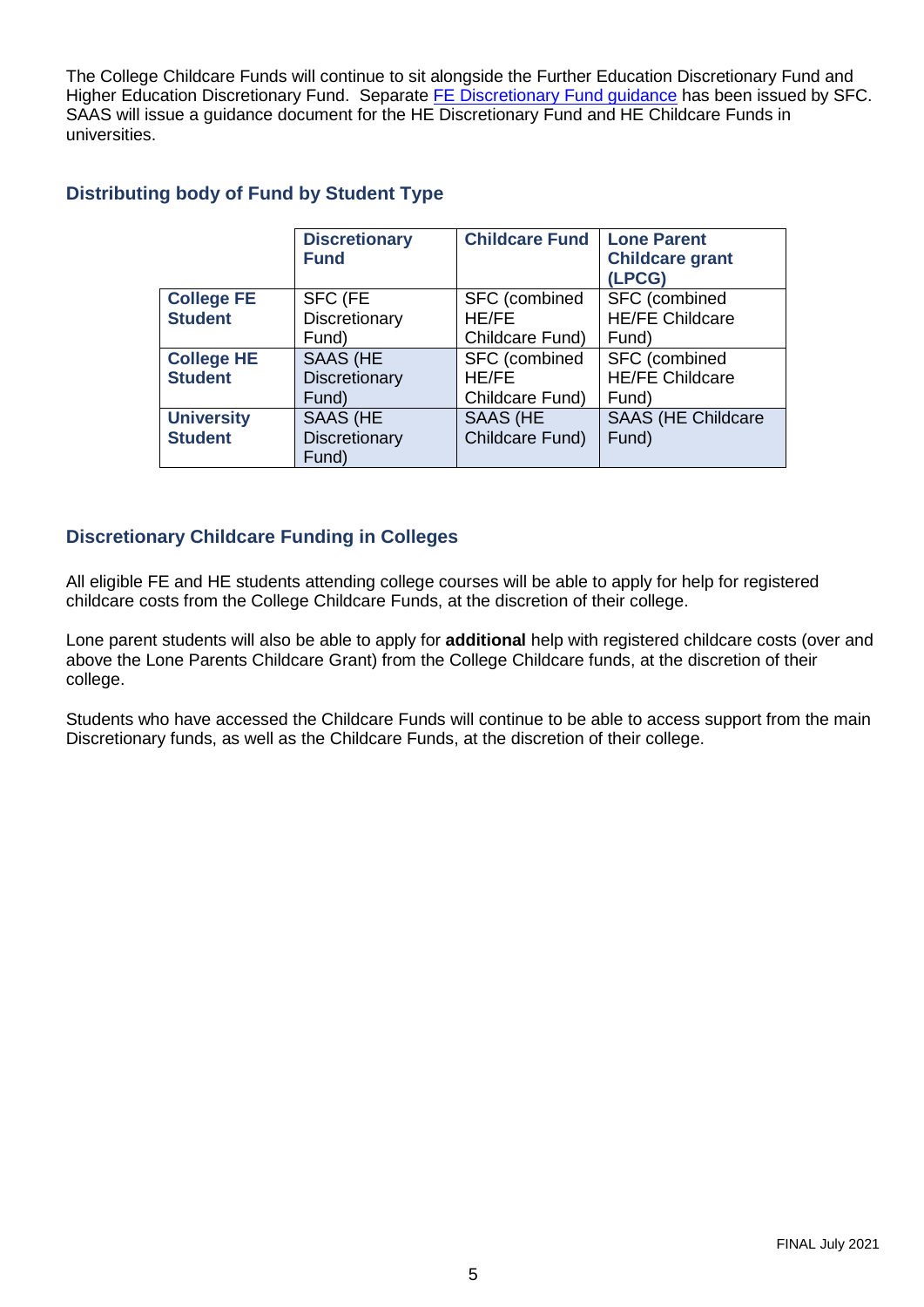The College Childcare Funds will continue to sit alongside the Further Education Discretionary Fund and Higher Education Discretionary Fund. Separate [FE Discretionary Fund guidance](#) has been issued by SFC. SAAS will issue a guidance document for the HE Discretionary Fund and HE Childcare Funds in universities.

### Distributing body of Fund by Student Type

| | Discretionary Fund | Childcare Fund | Lone Parent Childcare grant (LPCG) |
|---|---|---|---|
| **College FE Student** | SFC (FE Discretionary Fund) | SFC (combined HE/FE Childcare Fund) | SFC (combined HE/FE Childcare Fund) |
| **College HE Student** | SAAS (HE Discretionary Fund) | SFC (combined HE/FE Childcare Fund) | SFC (combined HE/FE Childcare Fund) |
| **University Student** | SAAS (HE Discretionary Fund) | SAAS (HE Childcare Fund) | SAAS (HE Childcare Fund) |

### Discretionary Childcare Funding in Colleges

All eligible FE and HE students attending college courses will be able to apply for help for registered childcare costs from the College Childcare Funds, at the discretion of their college.

Lone parent students will also be able to apply for **additional** help with registered childcare costs (over and above the Lone Parents Childcare Grant) from the College Childcare funds, at the discretion of their college.

Students who have accessed the Childcare Funds will continue to be able to access support from the main Discretionary funds, as well as the Childcare Funds, at the discretion of their college.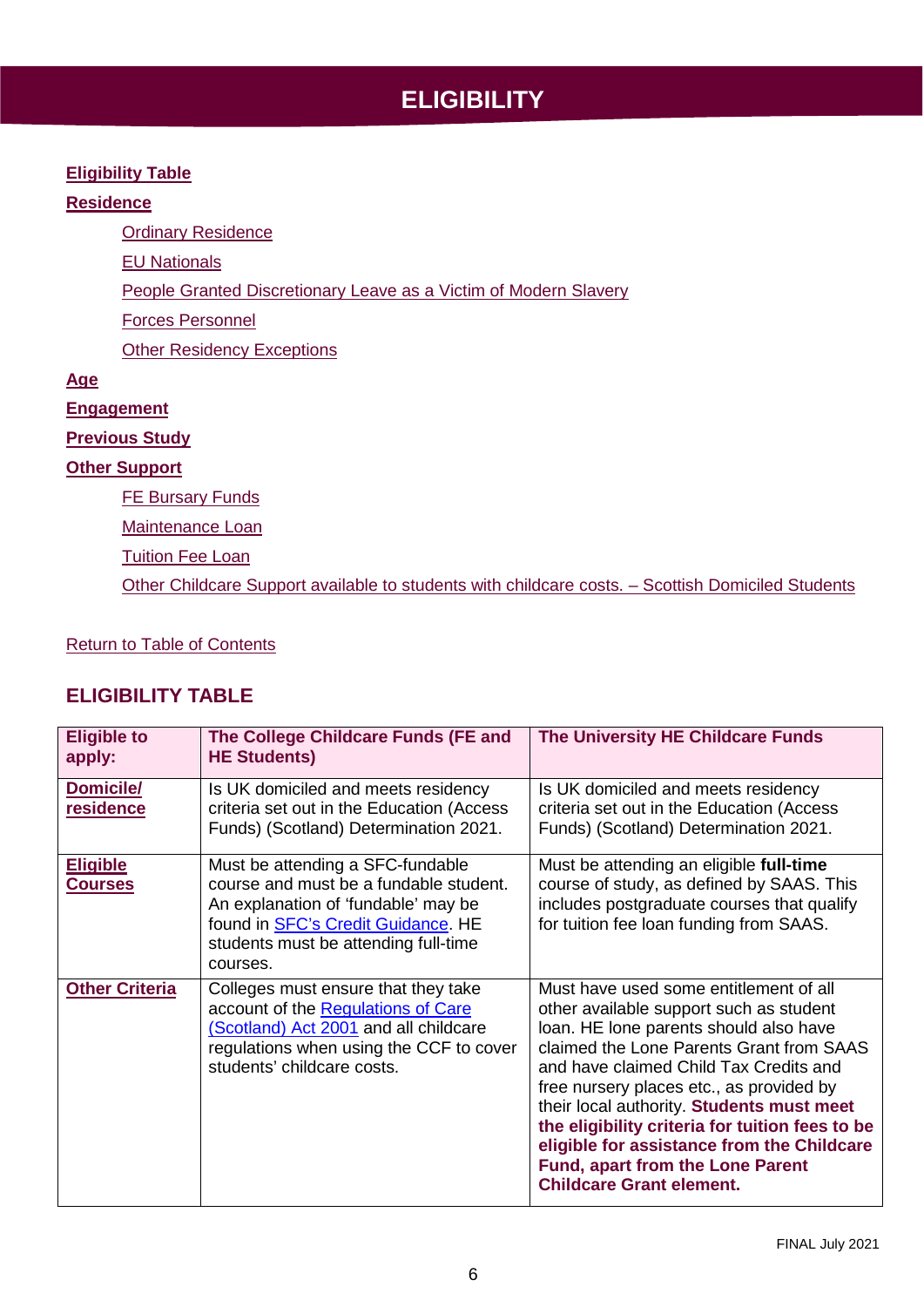# ELIGIBILITY

**Eligibility Table**

**Residence**

- Ordinary Residence
- EU Nationals
- People Granted Discretionary Leave as a Victim of Modern Slavery
- Forces Personnel
- Other Residency Exceptions

**Age**

**Engagement**

**Previous Study**

**Other Support**

- FE Bursary Funds
- Maintenance Loan
- Tuition Fee Loan
- Other Childcare Support available to students with childcare costs. – Scottish Domiciled Students

Return to Table of Contents

## ELIGIBILITY TABLE

| Eligible to apply: | The College Childcare Funds (FE and HE Students) | The University HE Childcare Funds |
|---|---|---|
| **Domicile/ residence** | Is UK domiciled and meets residency criteria set out in the Education (Access Funds) (Scotland) Determination 2021. | Is UK domiciled and meets residency criteria set out in the Education (Access Funds) (Scotland) Determination 2021. |
| **Eligible Courses** | Must be attending a SFC-fundable course and must be a fundable student. An explanation of 'fundable' may be found in SFC's Credit Guidance. HE students must be attending full-time courses. | Must be attending an eligible **full-time** course of study, as defined by SAAS. This includes postgraduate courses that qualify for tuition fee loan funding from SAAS. |
| **Other Criteria** | Colleges must ensure that they take account of the Regulations of Care (Scotland) Act 2001 and all childcare regulations when using the CCF to cover students' childcare costs. | Must have used some entitlement of all other available support such as student loan. HE lone parents should also have claimed the Lone Parents Grant from SAAS and have claimed Child Tax Credits and free nursery places etc., as provided by their local authority. **Students must meet the eligibility criteria for tuition fees to be eligible for assistance from the Childcare Fund, apart from the Lone Parent Childcare Grant element.** |

FINAL July 2021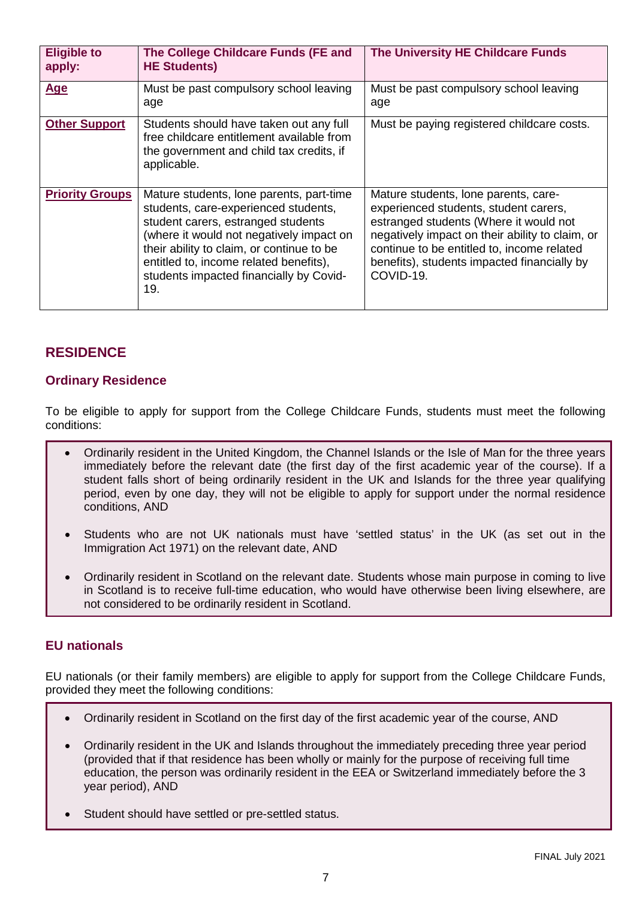| Eligible to apply: | The College Childcare Funds (FE and HE Students) | The University HE Childcare Funds |
|---|---|---|
| **Age** | Must be past compulsory school leaving age | Must be past compulsory school leaving age |
| **Other Support** | Students should have taken out any full free childcare entitlement available from the government and child tax credits, if applicable. | Must be paying registered childcare costs. |
| **Priority Groups** | Mature students, lone parents, part-time students, care-experienced students, student carers, estranged students (where it would not negatively impact on their ability to claim, or continue to be entitled to, income related benefits), students impacted financially by Covid-19. | Mature students, lone parents, care-experienced students, student carers, estranged students (Where it would not negatively impact on their ability to claim, or continue to be entitled to, income related benefits), students impacted financially by COVID-19. |

## RESIDENCE

### Ordinary Residence

To be eligible to apply for support from the College Childcare Funds, students must meet the following conditions:

- Ordinarily resident in the United Kingdom, the Channel Islands or the Isle of Man for the three years immediately before the relevant date (the first day of the first academic year of the course). If a student falls short of being ordinarily resident in the UK and Islands for the three year qualifying period, even by one day, they will not be eligible to apply for support under the normal residence conditions, AND

- Students who are not UK nationals must have 'settled status' in the UK (as set out in the Immigration Act 1971) on the relevant date, AND

- Ordinarily resident in Scotland on the relevant date. Students whose main purpose in coming to live in Scotland is to receive full-time education, who would have otherwise been living elsewhere, are not considered to be ordinarily resident in Scotland.

### EU nationals

EU nationals (or their family members) are eligible to apply for support from the College Childcare Funds, provided they meet the following conditions:

- Ordinarily resident in Scotland on the first day of the first academic year of the course, AND

- Ordinarily resident in the UK and Islands throughout the immediately preceding three year period (provided that if that residence has been wholly or mainly for the purpose of receiving full time education, the person was ordinarily resident in the EEA or Switzerland immediately before the 3 year period), AND

- Student should have settled or pre-settled status.

FINAL July 2021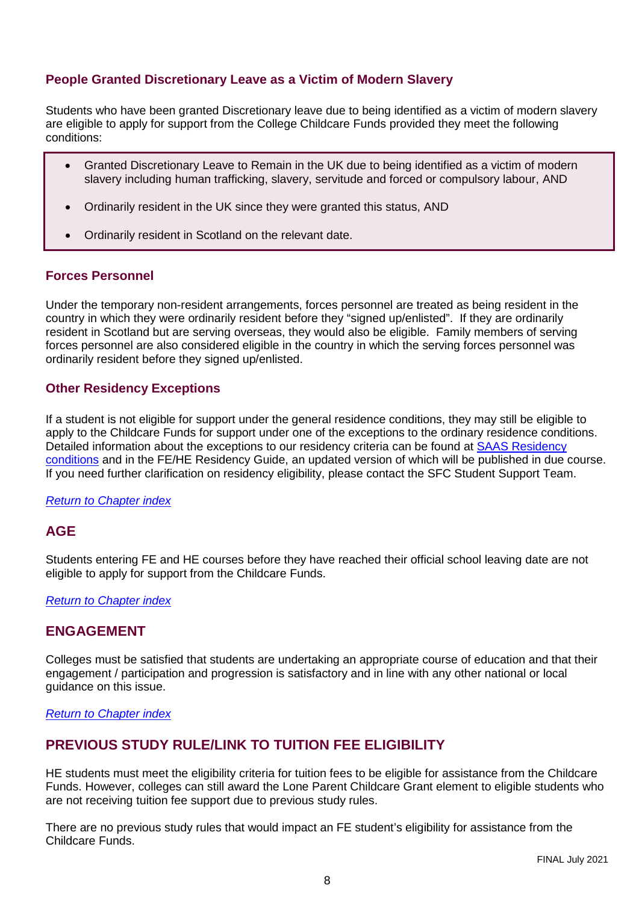### People Granted Discretionary Leave as a Victim of Modern Slavery

Students who have been granted Discretionary leave due to being identified as a victim of modern slavery are eligible to apply for support from the College Childcare Funds provided they meet the following conditions:

- Granted Discretionary Leave to Remain in the UK due to being identified as a victim of modern slavery including human trafficking, slavery, servitude and forced or compulsory labour, AND
- Ordinarily resident in the UK since they were granted this status, AND
- Ordinarily resident in Scotland on the relevant date.

### Forces Personnel

Under the temporary non-resident arrangements, forces personnel are treated as being resident in the country in which they were ordinarily resident before they "signed up/enlisted". If they are ordinarily resident in Scotland but are serving overseas, they would also be eligible. Family members of serving forces personnel are also considered eligible in the country in which the serving forces personnel was ordinarily resident before they signed up/enlisted.

### Other Residency Exceptions

If a student is not eligible for support under the general residence conditions, they may still be eligible to apply to the Childcare Funds for support under one of the exceptions to the ordinary residence conditions. Detailed information about the exceptions to our residency criteria can be found at [SAAS Residency conditions]() and in the FE/HE Residency Guide, an updated version of which will be published in due course. If you need further clarification on residency eligibility, please contact the SFC Student Support Team.

*[Return to Chapter index]()*

## AGE

Students entering FE and HE courses before they have reached their official school leaving date are not eligible to apply for support from the Childcare Funds.

*[Return to Chapter index]()*

## ENGAGEMENT

Colleges must be satisfied that students are undertaking an appropriate course of education and that their engagement / participation and progression is satisfactory and in line with any other national or local guidance on this issue.

*[Return to Chapter index]()*

## PREVIOUS STUDY RULE/LINK TO TUITION FEE ELIGIBILITY

HE students must meet the eligibility criteria for tuition fees to be eligible for assistance from the Childcare Funds. However, colleges can still award the Lone Parent Childcare Grant element to eligible students who are not receiving tuition fee support due to previous study rules.

There are no previous study rules that would impact an FE student's eligibility for assistance from the Childcare Funds.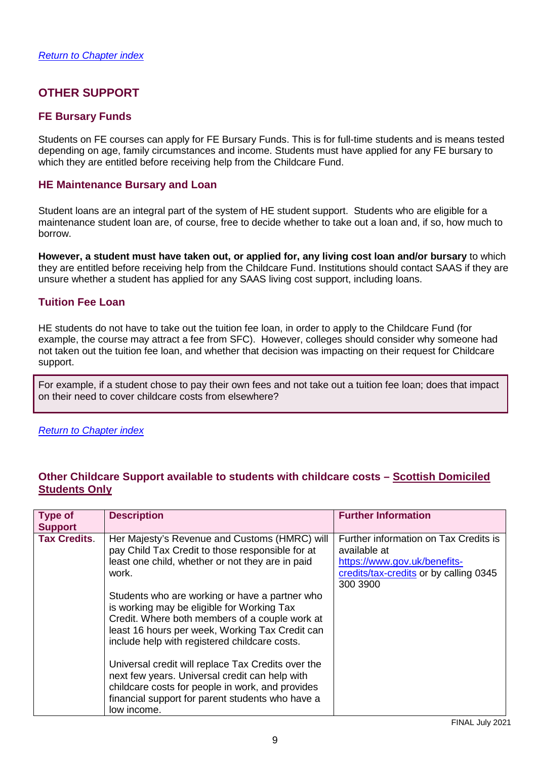*Return to Chapter index*

## OTHER SUPPORT

### FE Bursary Funds

Students on FE courses can apply for FE Bursary Funds. This is for full-time students and is means tested depending on age, family circumstances and income. Students must have applied for any FE bursary to which they are entitled before receiving help from the Childcare Fund.

### HE Maintenance Bursary and Loan

Student loans are an integral part of the system of HE student support. Students who are eligible for a maintenance student loan are, of course, free to decide whether to take out a loan and, if so, how much to borrow.

**However, a student must have taken out, or applied for, any living cost loan and/or bursary** to which they are entitled before receiving help from the Childcare Fund. Institutions should contact SAAS if they are unsure whether a student has applied for any SAAS living cost support, including loans.

### Tuition Fee Loan

HE students do not have to take out the tuition fee loan, in order to apply to the Childcare Fund (for example, the course may attract a fee from SFC). However, colleges should consider why someone had not taken out the tuition fee loan, and whether that decision was impacting on their request for Childcare support.

> For example, if a student chose to pay their own fees and not take out a tuition fee loan; does that impact on their need to cover childcare costs from elsewhere?

*Return to Chapter index*

### Other Childcare Support available to students with childcare costs – Scottish Domiciled Students Only

| Type of Support | Description | Further Information |
|---|---|---|
| **Tax Credits.** | Her Majesty's Revenue and Customs (HMRC) will pay Child Tax Credit to those responsible for at least one child, whether or not they are in paid work.<br><br>Students who are working or have a partner who is working may be eligible for Working Tax Credit. Where both members of a couple work at least 16 hours per week, Working Tax Credit can include help with registered childcare costs.<br><br>Universal credit will replace Tax Credits over the next few years. Universal credit can help with childcare costs for people in work, and provides financial support for parent students who have a low income. | Further information on Tax Credits is available at https://www.gov.uk/benefits-credits/tax-credits or by calling 0345 300 3900 |

FINAL July 2021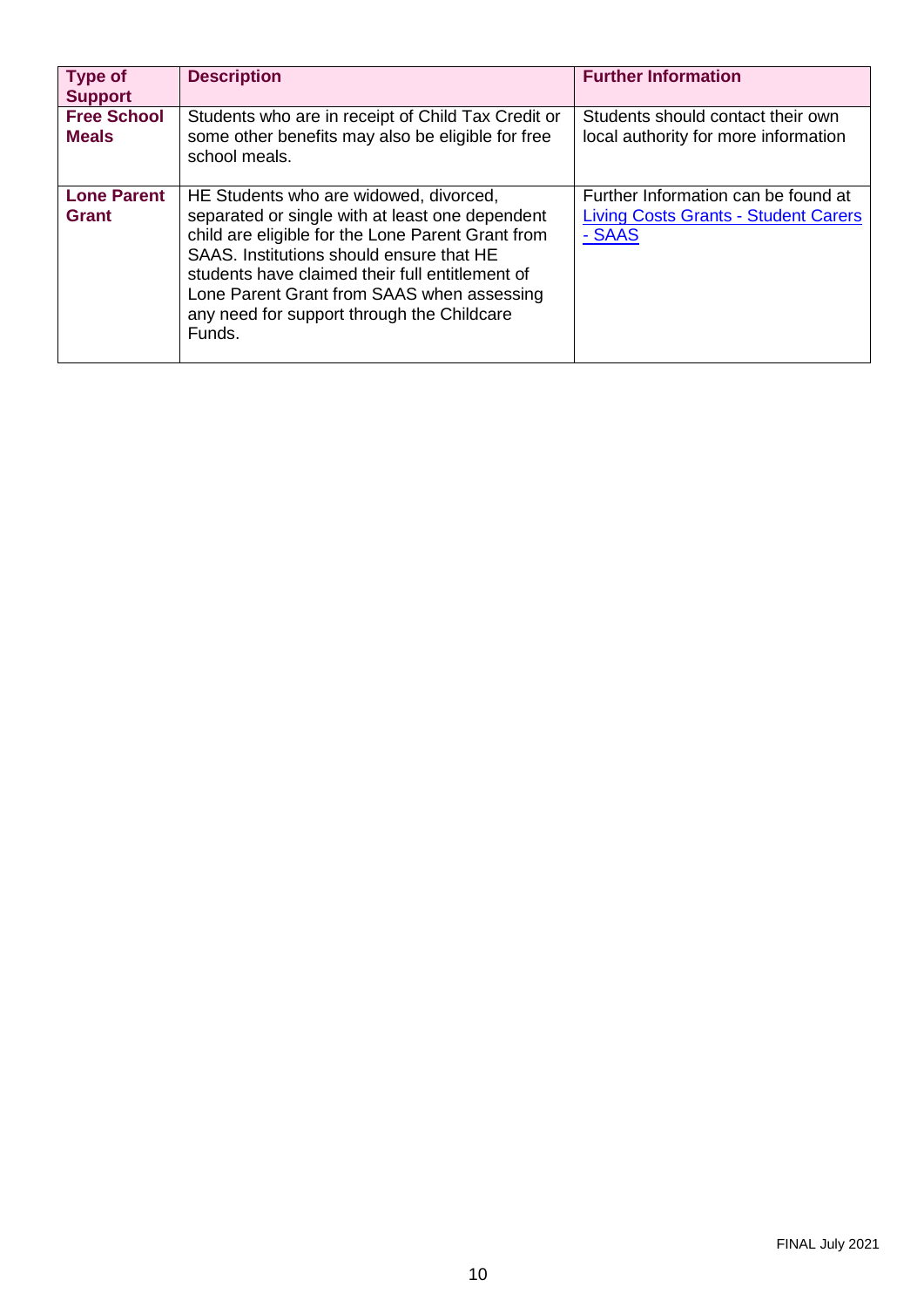| Type of Support | Description | Further Information |
|---|---|---|
| **Free School Meals** | Students who are in receipt of Child Tax Credit or some other benefits may also be eligible for free school meals. | Students should contact their own local authority for more information |
| **Lone Parent Grant** | HE Students who are widowed, divorced, separated or single with at least one dependent child are eligible for the Lone Parent Grant from SAAS. Institutions should ensure that HE students have claimed their full entitlement of Lone Parent Grant from SAAS when assessing any need for support through the Childcare Funds. | Further Information can be found at Living Costs Grants - Student Carers - SAAS |

FINAL July 2021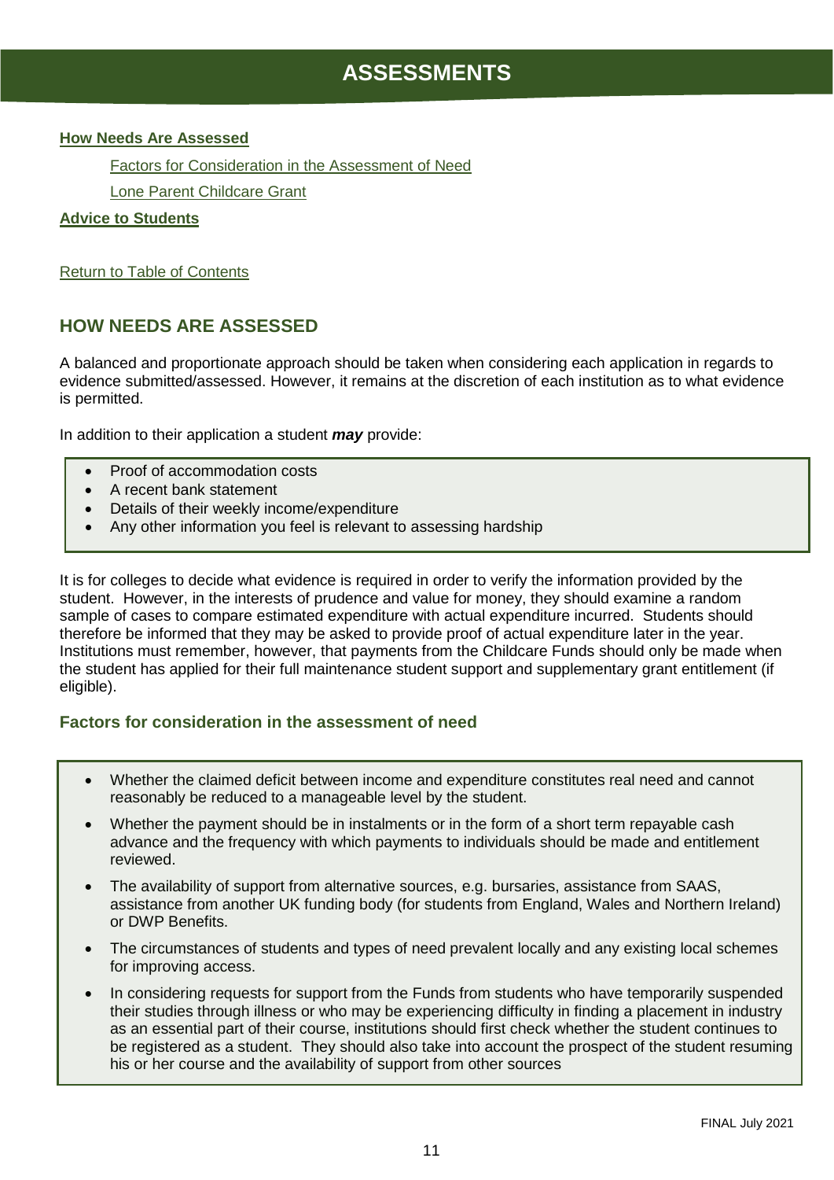# ASSESSMENTS

**How Needs Are Assessed**

Factors for Consideration in the Assessment of Need

Lone Parent Childcare Grant

**Advice to Students**

Return to Table of Contents

## HOW NEEDS ARE ASSESSED

A balanced and proportionate approach should be taken when considering each application in regards to evidence submitted/assessed. However, it remains at the discretion of each institution as to what evidence is permitted.

In addition to their application a student ***may*** provide:

- Proof of accommodation costs
- A recent bank statement
- Details of their weekly income/expenditure
- Any other information you feel is relevant to assessing hardship

It is for colleges to decide what evidence is required in order to verify the information provided by the student. However, in the interests of prudence and value for money, they should examine a random sample of cases to compare estimated expenditure with actual expenditure incurred. Students should therefore be informed that they may be asked to provide proof of actual expenditure later in the year. Institutions must remember, however, that payments from the Childcare Funds should only be made when the student has applied for their full maintenance student support and supplementary grant entitlement (if eligible).

### Factors for consideration in the assessment of need

- Whether the claimed deficit between income and expenditure constitutes real need and cannot reasonably be reduced to a manageable level by the student.
- Whether the payment should be in instalments or in the form of a short term repayable cash advance and the frequency with which payments to individuals should be made and entitlement reviewed.
- The availability of support from alternative sources, e.g. bursaries, assistance from SAAS, assistance from another UK funding body (for students from England, Wales and Northern Ireland) or DWP Benefits.
- The circumstances of students and types of need prevalent locally and any existing local schemes for improving access.
- In considering requests for support from the Funds from students who have temporarily suspended their studies through illness or who may be experiencing difficulty in finding a placement in industry as an essential part of their course, institutions should first check whether the student continues to be registered as a student. They should also take into account the prospect of the student resuming his or her course and the availability of support from other sources

FINAL July 2021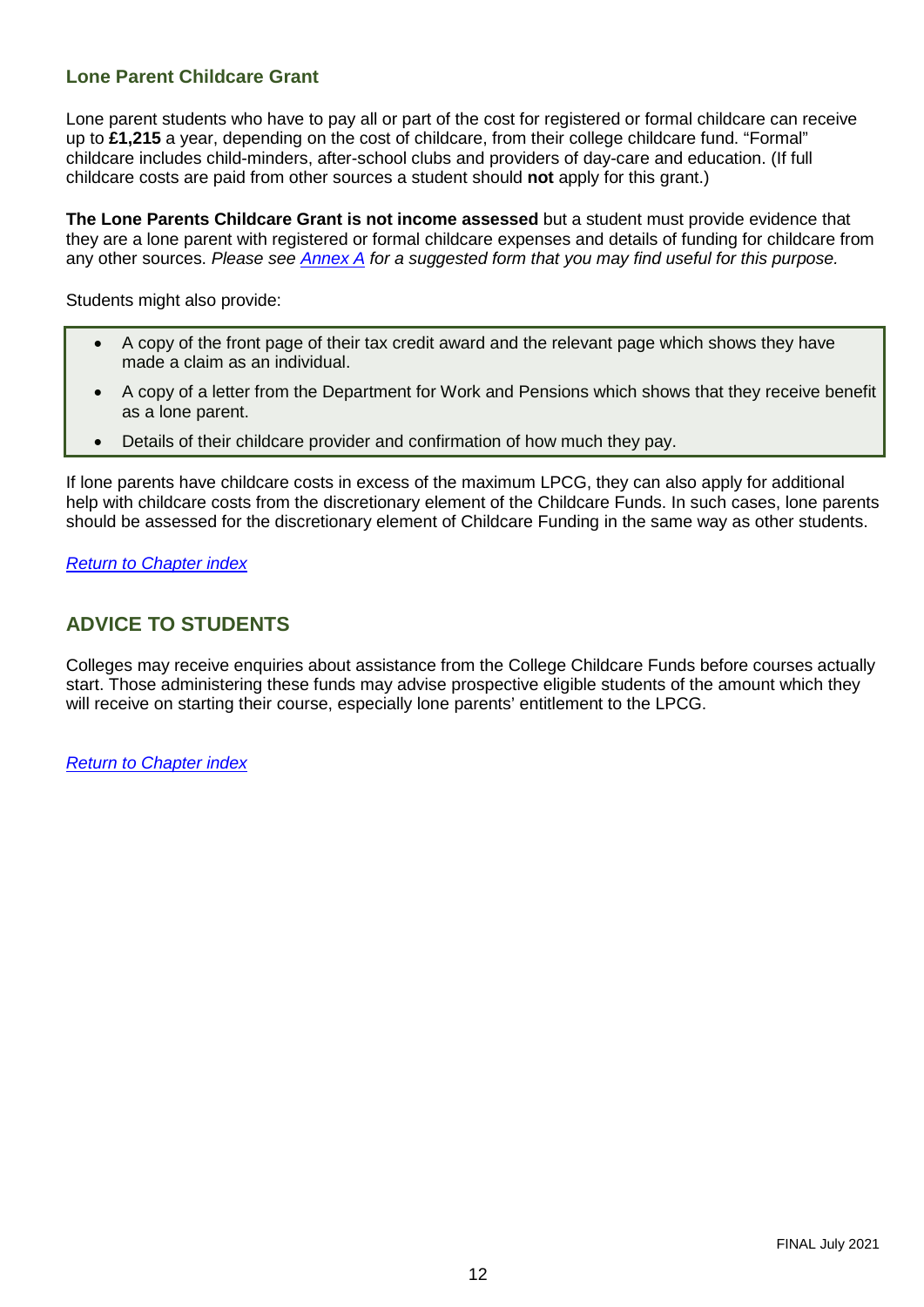### Lone Parent Childcare Grant

Lone parent students who have to pay all or part of the cost for registered or formal childcare can receive up to **£1,215** a year, depending on the cost of childcare, from their college childcare fund. "Formal" childcare includes child-minders, after-school clubs and providers of day-care and education. (If full childcare costs are paid from other sources a student should **not** apply for this grant.)

**The Lone Parents Childcare Grant is not income assessed** but a student must provide evidence that they are a lone parent with registered or formal childcare expenses and details of funding for childcare from any other sources. *Please see [Annex A](#) for a suggested form that you may find useful for this purpose.*

Students might also provide:

- A copy of the front page of their tax credit award and the relevant page which shows they have made a claim as an individual.
- A copy of a letter from the Department for Work and Pensions which shows that they receive benefit as a lone parent.
- Details of their childcare provider and confirmation of how much they pay.

If lone parents have childcare costs in excess of the maximum LPCG, they can also apply for additional help with childcare costs from the discretionary element of the Childcare Funds. In such cases, lone parents should be assessed for the discretionary element of Childcare Funding in the same way as other students.

*[Return to Chapter index](#)*

## ADVICE TO STUDENTS

Colleges may receive enquiries about assistance from the College Childcare Funds before courses actually start. Those administering these funds may advise prospective eligible students of the amount which they will receive on starting their course, especially lone parents' entitlement to the LPCG.

*[Return to Chapter index](#)*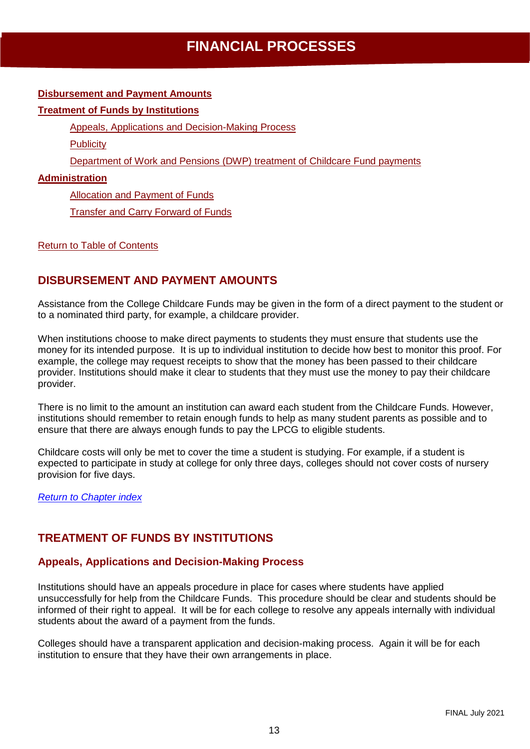# FINANCIAL PROCESSES

**Disbursement and Payment Amounts**

**Treatment of Funds by Institutions**

- Appeals, Applications and Decision-Making Process
- Publicity
- Department of Work and Pensions (DWP) treatment of Childcare Fund payments

**Administration**

- Allocation and Payment of Funds
- Transfer and Carry Forward of Funds

Return to Table of Contents

## DISBURSEMENT AND PAYMENT AMOUNTS

Assistance from the College Childcare Funds may be given in the form of a direct payment to the student or to a nominated third party, for example, a childcare provider.

When institutions choose to make direct payments to students they must ensure that students use the money for its intended purpose. It is up to individual institution to decide how best to monitor this proof. For example, the college may request receipts to show that the money has been passed to their childcare provider. Institutions should make it clear to students that they must use the money to pay their childcare provider.

There is no limit to the amount an institution can award each student from the Childcare Funds. However, institutions should remember to retain enough funds to help as many student parents as possible and to ensure that there are always enough funds to pay the LPCG to eligible students.

Childcare costs will only be met to cover the time a student is studying. For example, if a student is expected to participate in study at college for only three days, colleges should not cover costs of nursery provision for five days.

*Return to Chapter index*

## TREATMENT OF FUNDS BY INSTITUTIONS

### Appeals, Applications and Decision-Making Process

Institutions should have an appeals procedure in place for cases where students have applied unsuccessfully for help from the Childcare Funds. This procedure should be clear and students should be informed of their right to appeal. It will be for each college to resolve any appeals internally with individual students about the award of a payment from the funds.

Colleges should have a transparent application and decision-making process. Again it will be for each institution to ensure that they have their own arrangements in place.

FINAL July 2021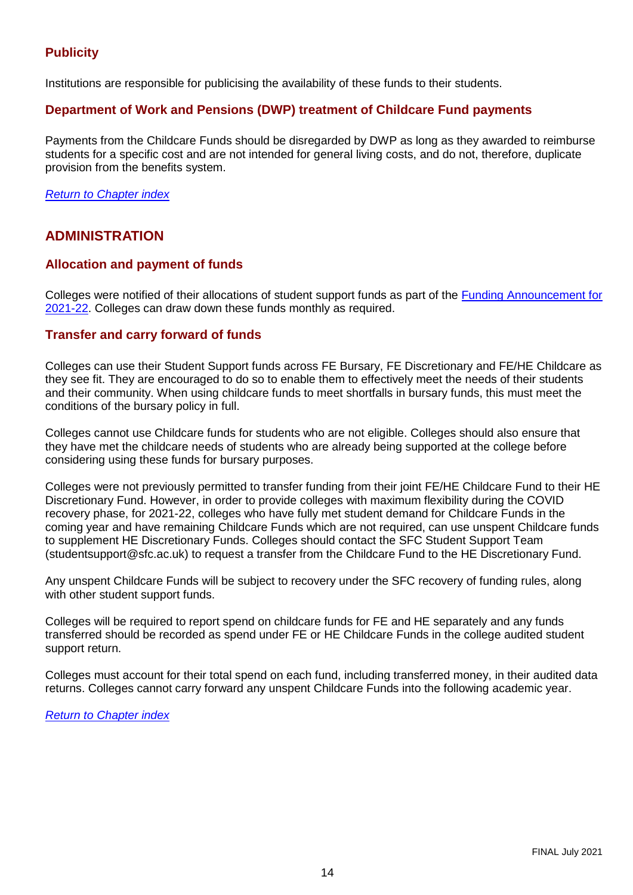### Publicity

Institutions are responsible for publicising the availability of these funds to their students.

### Department of Work and Pensions (DWP) treatment of Childcare Fund payments

Payments from the Childcare Funds should be disregarded by DWP as long as they awarded to reimburse students for a specific cost and are not intended for general living costs, and do not, therefore, duplicate provision from the benefits system.

*Return to Chapter index*

## ADMINISTRATION

### Allocation and payment of funds

Colleges were notified of their allocations of student support funds as part of the Funding Announcement for 2021-22. Colleges can draw down these funds monthly as required.

### Transfer and carry forward of funds

Colleges can use their Student Support funds across FE Bursary, FE Discretionary and FE/HE Childcare as they see fit. They are encouraged to do so to enable them to effectively meet the needs of their students and their community. When using childcare funds to meet shortfalls in bursary funds, this must meet the conditions of the bursary policy in full.

Colleges cannot use Childcare funds for students who are not eligible. Colleges should also ensure that they have met the childcare needs of students who are already being supported at the college before considering using these funds for bursary purposes.

Colleges were not previously permitted to transfer funding from their joint FE/HE Childcare Fund to their HE Discretionary Fund. However, in order to provide colleges with maximum flexibility during the COVID recovery phase, for 2021-22, colleges who have fully met student demand for Childcare Funds in the coming year and have remaining Childcare Funds which are not required, can use unspent Childcare funds to supplement HE Discretionary Funds. Colleges should contact the SFC Student Support Team (studentsupport@sfc.ac.uk) to request a transfer from the Childcare Fund to the HE Discretionary Fund.

Any unspent Childcare Funds will be subject to recovery under the SFC recovery of funding rules, along with other student support funds.

Colleges will be required to report spend on childcare funds for FE and HE separately and any funds transferred should be recorded as spend under FE or HE Childcare Funds in the college audited student support return.

Colleges must account for their total spend on each fund, including transferred money, in their audited data returns. Colleges cannot carry forward any unspent Childcare Funds into the following academic year.

*Return to Chapter index*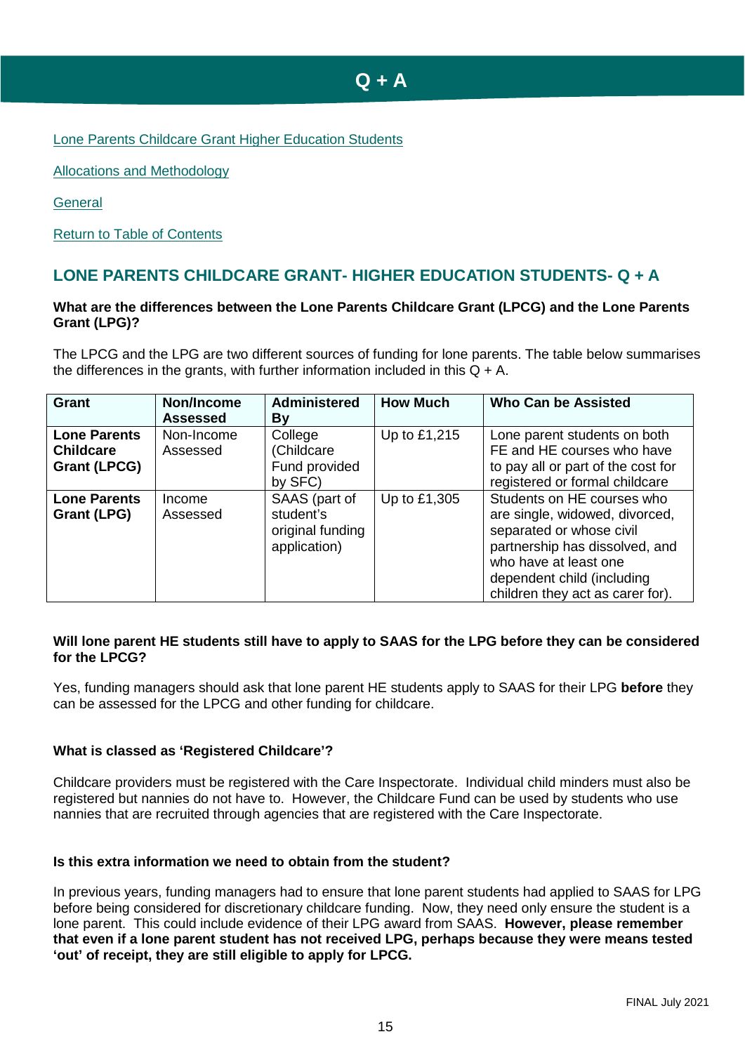# Q + A

Lone Parents Childcare Grant Higher Education Students

Allocations and Methodology

General

Return to Table of Contents

## LONE PARENTS CHILDCARE GRANT- HIGHER EDUCATION STUDENTS- Q + A

**What are the differences between the Lone Parents Childcare Grant (LPCG) and the Lone Parents Grant (LPG)?**

The LPCG and the LPG are two different sources of funding for lone parents. The table below summarises the differences in the grants, with further information included in this Q + A.

| Grant | Non/Income Assessed | Administered By | How Much | Who Can be Assisted |
|---|---|---|---|---|
| **Lone Parents Childcare Grant (LPCG)** | Non-Income Assessed | College (Childcare Fund provided by SFC) | Up to £1,215 | Lone parent students on both FE and HE courses who have to pay all or part of the cost for registered or formal childcare |
| **Lone Parents Grant (LPG)** | Income Assessed | SAAS (part of student's original funding application) | Up to £1,305 | Students on HE courses who are single, widowed, divorced, separated or whose civil partnership has dissolved, and who have at least one dependent child (including children they act as carer for). |

**Will lone parent HE students still have to apply to SAAS for the LPG before they can be considered for the LPCG?**

Yes, funding managers should ask that lone parent HE students apply to SAAS for their LPG **before** they can be assessed for the LPCG and other funding for childcare.

**What is classed as 'Registered Childcare'?**

Childcare providers must be registered with the Care Inspectorate. Individual child minders must also be registered but nannies do not have to. However, the Childcare Fund can be used by students who use nannies that are recruited through agencies that are registered with the Care Inspectorate.

**Is this extra information we need to obtain from the student?**

In previous years, funding managers had to ensure that lone parent students had applied to SAAS for LPG before being considered for discretionary childcare funding. Now, they need only ensure the student is a lone parent. This could include evidence of their LPG award from SAAS. **However, please remember that even if a lone parent student has not received LPG, perhaps because they were means tested 'out' of receipt, they are still eligible to apply for LPCG.**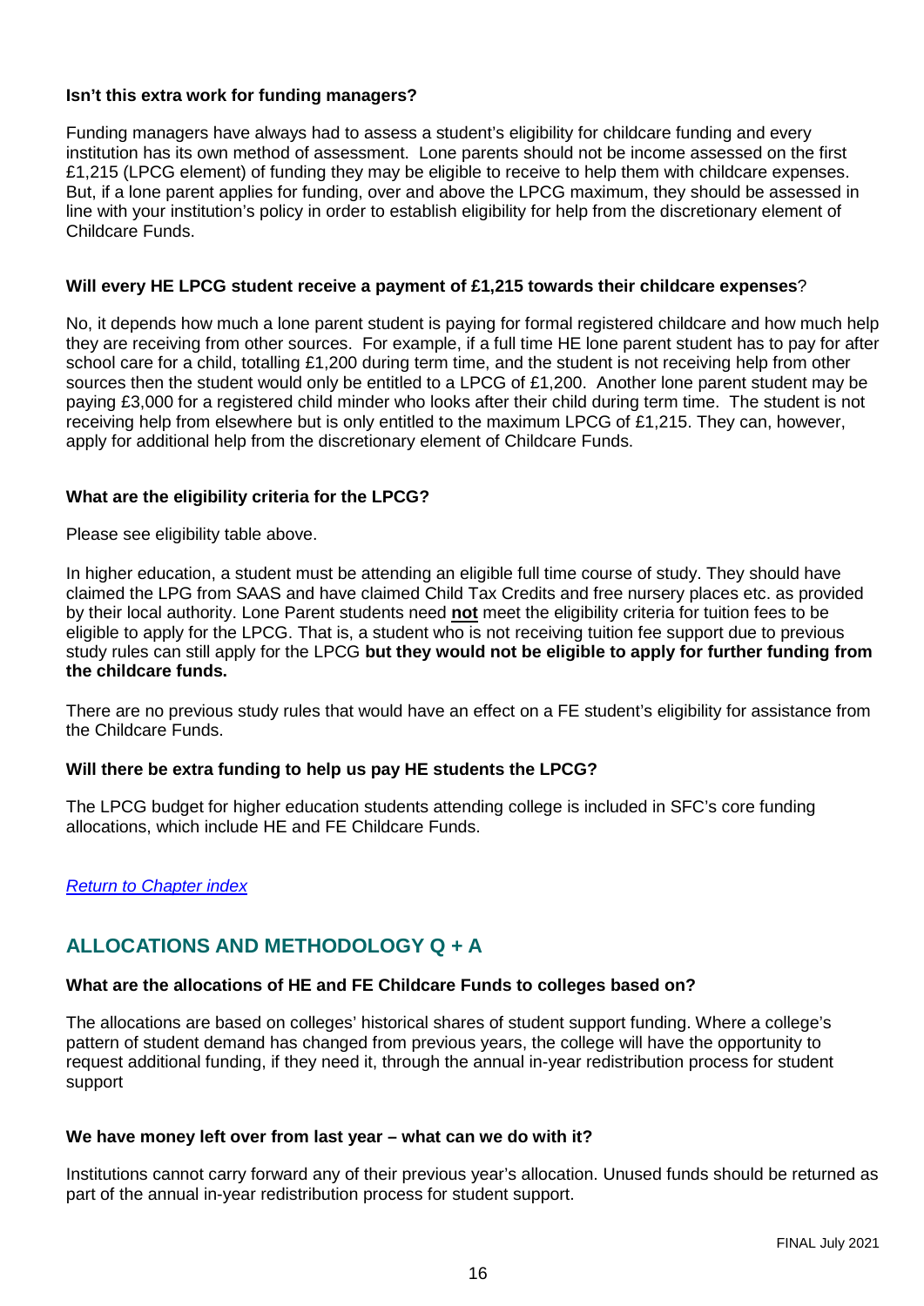**Isn't this extra work for funding managers?**

Funding managers have always had to assess a student's eligibility for childcare funding and every institution has its own method of assessment. Lone parents should not be income assessed on the first £1,215 (LPCG element) of funding they may be eligible to receive to help them with childcare expenses. But, if a lone parent applies for funding, over and above the LPCG maximum, they should be assessed in line with your institution's policy in order to establish eligibility for help from the discretionary element of Childcare Funds.

**Will every HE LPCG student receive a payment of £1,215 towards their childcare expenses**?

No, it depends how much a lone parent student is paying for formal registered childcare and how much help they are receiving from other sources. For example, if a full time HE lone parent student has to pay for after school care for a child, totalling £1,200 during term time, and the student is not receiving help from other sources then the student would only be entitled to a LPCG of £1,200. Another lone parent student may be paying £3,000 for a registered child minder who looks after their child during term time. The student is not receiving help from elsewhere but is only entitled to the maximum LPCG of £1,215. They can, however, apply for additional help from the discretionary element of Childcare Funds.

**What are the eligibility criteria for the LPCG?**

Please see eligibility table above.

In higher education, a student must be attending an eligible full time course of study. They should have claimed the LPG from SAAS and have claimed Child Tax Credits and free nursery places etc. as provided by their local authority. Lone Parent students need **not** meet the eligibility criteria for tuition fees to be eligible to apply for the LPCG. That is, a student who is not receiving tuition fee support due to previous study rules can still apply for the LPCG **but they would not be eligible to apply for further funding from the childcare funds.**

There are no previous study rules that would have an effect on a FE student's eligibility for assistance from the Childcare Funds.

**Will there be extra funding to help us pay HE students the LPCG?**

The LPCG budget for higher education students attending college is included in SFC's core funding allocations, which include HE and FE Childcare Funds.

*Return to Chapter index*

## ALLOCATIONS AND METHODOLOGY Q + A

**What are the allocations of HE and FE Childcare Funds to colleges based on?**

The allocations are based on colleges' historical shares of student support funding. Where a college's pattern of student demand has changed from previous years, the college will have the opportunity to request additional funding, if they need it, through the annual in-year redistribution process for student support

**We have money left over from last year – what can we do with it?**

Institutions cannot carry forward any of their previous year's allocation. Unused funds should be returned as part of the annual in-year redistribution process for student support.

FINAL July 2021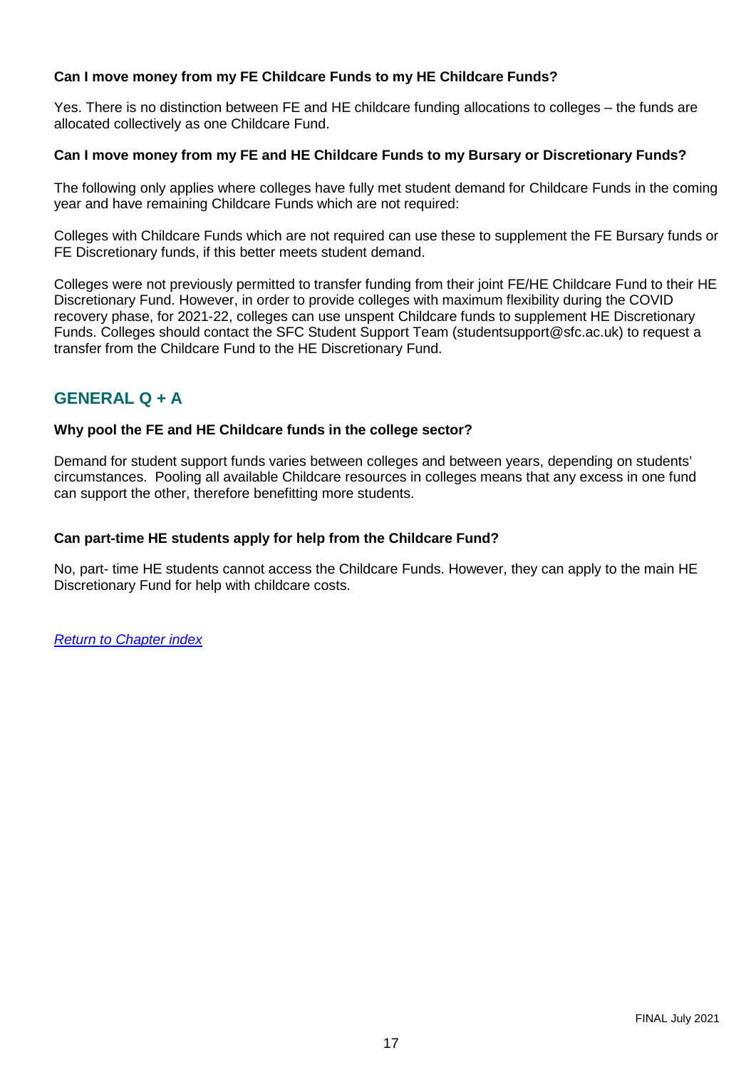**Can I move money from my FE Childcare Funds to my HE Childcare Funds?**

Yes. There is no distinction between FE and HE childcare funding allocations to colleges – the funds are allocated collectively as one Childcare Fund.

**Can I move money from my FE and HE Childcare Funds to my Bursary or Discretionary Funds?**

The following only applies where colleges have fully met student demand for Childcare Funds in the coming year and have remaining Childcare Funds which are not required:

Colleges with Childcare Funds which are not required can use these to supplement the FE Bursary funds or FE Discretionary funds, if this better meets student demand.

Colleges were not previously permitted to transfer funding from their joint FE/HE Childcare Fund to their HE Discretionary Fund. However, in order to provide colleges with maximum flexibility during the COVID recovery phase, for 2021-22, colleges can use unspent Childcare funds to supplement HE Discretionary Funds. Colleges should contact the SFC Student Support Team (studentsupport@sfc.ac.uk) to request a transfer from the Childcare Fund to the HE Discretionary Fund.

## GENERAL Q + A

**Why pool the FE and HE Childcare funds in the college sector?**

Demand for student support funds varies between colleges and between years, depending on students' circumstances. Pooling all available Childcare resources in colleges means that any excess in one fund can support the other, therefore benefitting more students.

**Can part-time HE students apply for help from the Childcare Fund?**

No, part- time HE students cannot access the Childcare Funds. However, they can apply to the main HE Discretionary Fund for help with childcare costs.

*Return to Chapter index*

FINAL July 2021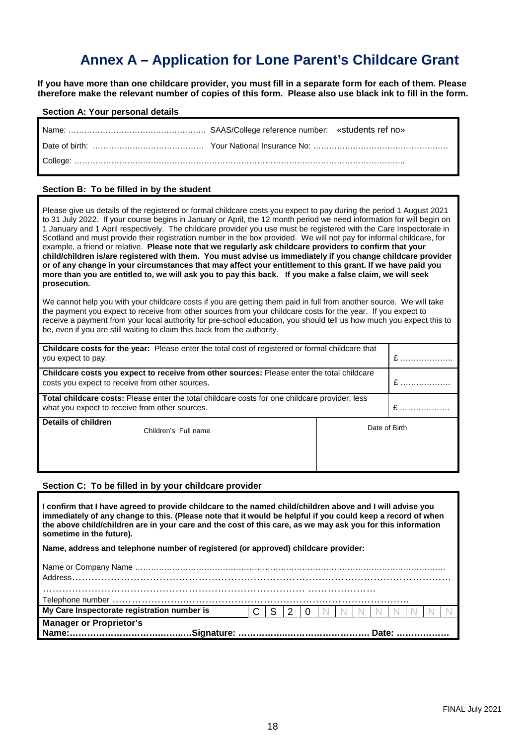# Annex A – Application for Lone Parent's Childcare Grant

**If you have more than one childcare provider, you must fill in a separate form for each of them. Please therefore make the relevant number of copies of this form. Please also use black ink to fill in the form.**

**Section A: Your personal details**

Name: ……………………………………………. SAAS/College reference number: «students ref no»

Date of birth: …………………………………… Your National Insurance No: ……………………………………………

College: ……………………………………………………………………………………………………………..

**Section B: To be filled in by the student**

Please give us details of the registered or formal childcare costs you expect to pay during the period 1 August 2021 to 31 July 2022. If your course begins in January or April, the 12 month period we need information for will begin on 1 January and 1 April respectively. The childcare provider you use must be registered with the Care Inspectorate in Scotland and must provide their registration number in the box provided. We will not pay for informal childcare, for example, a friend or relative. **Please note that we regularly ask childcare providers to confirm that your child/children is/are registered with them. You must advise us immediately if you change childcare provider or of any change in your circumstances that may affect your entitlement to this grant. If we have paid you more than you are entitled to, we will ask you to pay this back. If you make a false claim, we will seek prosecution.**

We cannot help you with your childcare costs if you are getting them paid in full from another source. We will take the payment you expect to receive from other sources from your childcare costs for the year. If you expect to receive a payment from your local authority for pre-school education, you should tell us how much you expect this to be, even if you are still waiting to claim this back from the authority.

| | |
|---|---|
| **Childcare costs for the year:** Please enter the total cost of registered or formal childcare that you expect to pay. | £ ……………….. |
| **Childcare costs you expect to receive from other sources:** Please enter the total childcare costs you expect to receive from other sources. | £ ………………. |
| **Total childcare costs:** Please enter the total childcare costs for one childcare provider, less what you expect to receive from other sources. | £ ………………. |

| **Details of children** Children's Full name | Date of Birth |
|---|---|
| | |

**Section C: To be filled in by your childcare provider**

**I confirm that I have agreed to provide childcare to the named child/children above and I will advise you immediately of any change to this. (Please note that it would be helpful if you could keep a record of when the above child/children are in your care and the cost of this care, as we may ask you for this information sometime in the future).**

**Name, address and telephone number of registered (or approved) childcare provider:**

Name or Company Name ………………………………………………………………………………………………

Address………………………………………………………………………………………………………

……………………………………………………………………… …………………

Telephone number ………………………………………………………………………………

| **My Care Inspectorate registration number is** | C | S | 2 | 0 | N | N | N | N | N | N | N | N |
|---|---|---|---|---|---|---|---|---|---|---|---|---|

**Manager or Proprietor's Name:…………………………………Signature: ……………………………………… Date: ………………**